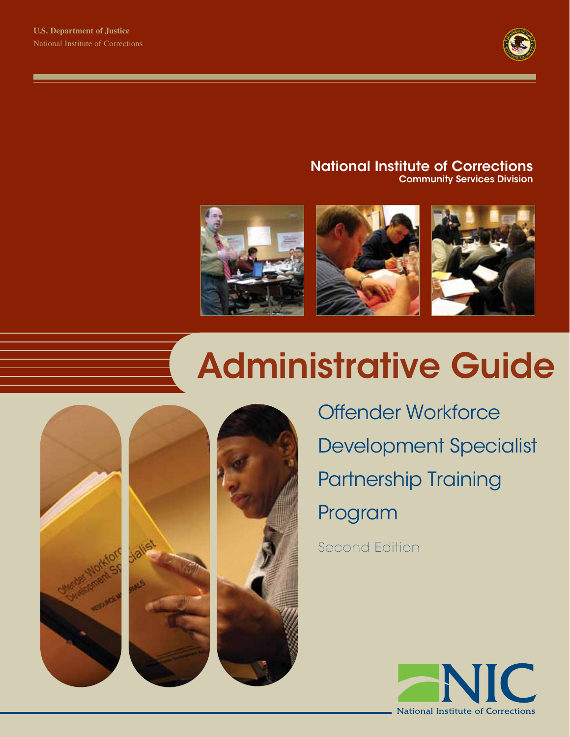U.S. Department of Justice
National Institute of Corrections

**National Institute of Corrections**
**Community Services Division**

# Administrative Guide

## Offender Workforce Development Specialist Partnership Training Program

Second Edition

National Institute of Corrections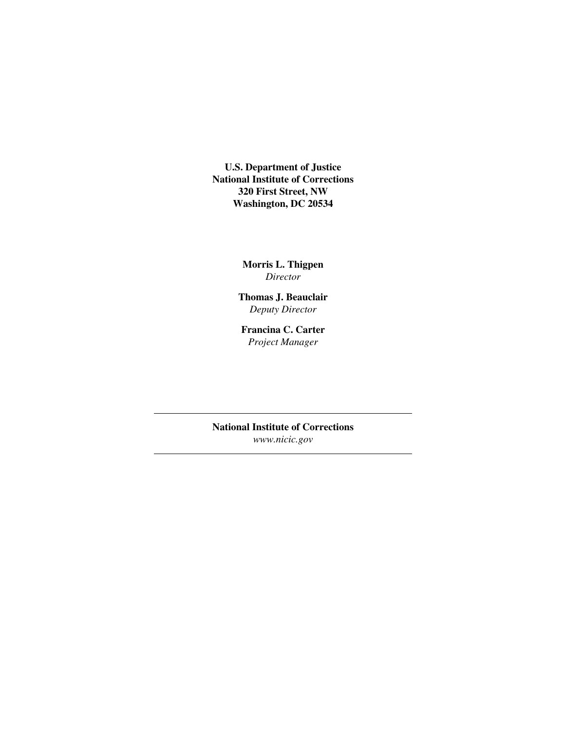**U.S. Department of Justice**
**National Institute of Corrections**
**320 First Street, NW**
**Washington, DC 20534**

**Morris L. Thigpen**
*Director*

**Thomas J. Beauclair**
*Deputy Director*

**Francina C. Carter**
*Project Manager*

---

**National Institute of Corrections**
*www.nicic.gov*

---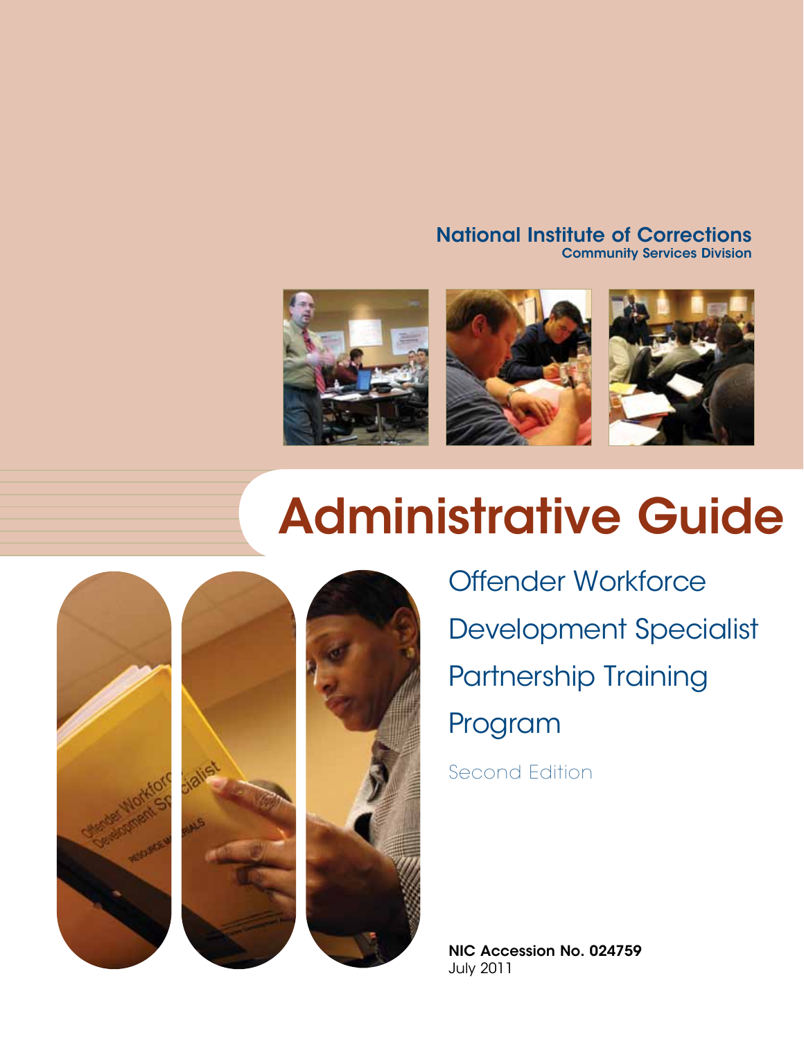**National Institute of Corrections**
**Community Services Division**

# Administrative Guide

## Offender Workforce Development Specialist Partnership Training Program

Second Edition

**NIC Accession No. 024759**
July 2011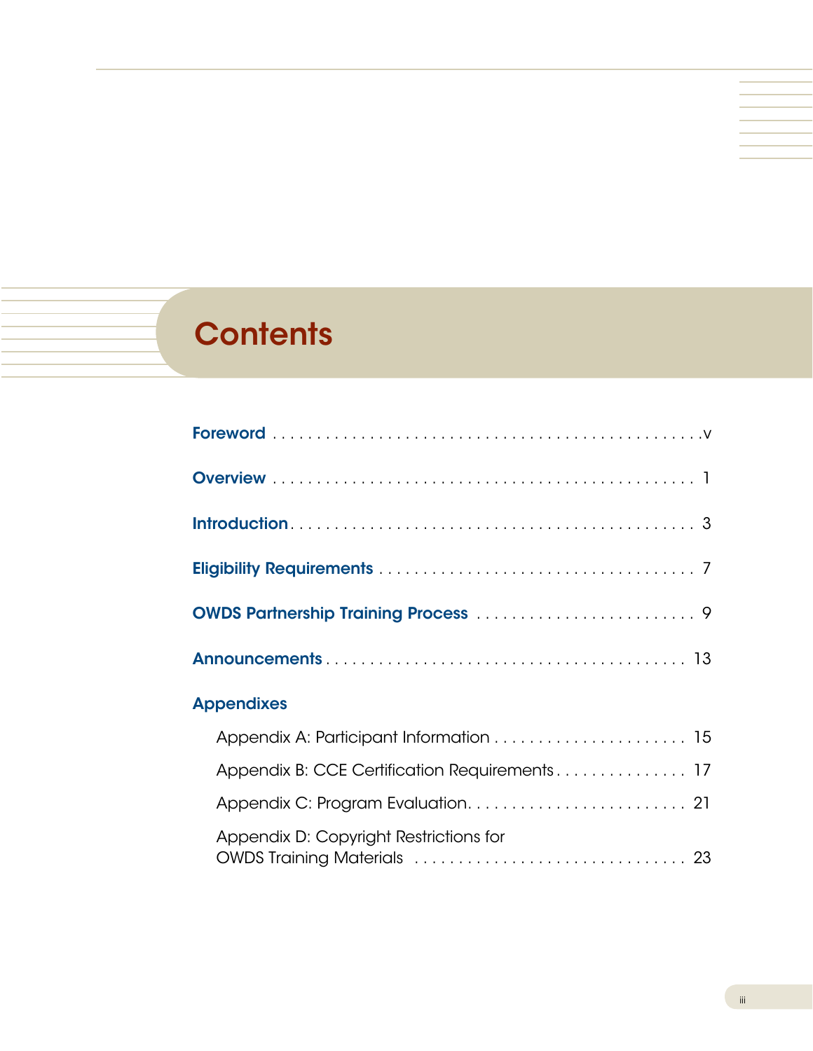# Contents

**Foreword** . . . . . . . . . . . . . . . . . . . . . . . . . . . . . . . . . . . . . . . . . . . . . . . . v

**Overview** . . . . . . . . . . . . . . . . . . . . . . . . . . . . . . . . . . . . . . . . . . . . . . . 1

**Introduction** . . . . . . . . . . . . . . . . . . . . . . . . . . . . . . . . . . . . . . . . . . . . . . 3

**Eligibility Requirements** . . . . . . . . . . . . . . . . . . . . . . . . . . . . . . . . . . . . 7

**OWDS Partnership Training Process** . . . . . . . . . . . . . . . . . . . . . . . . . 9

**Announcements** . . . . . . . . . . . . . . . . . . . . . . . . . . . . . . . . . . . . . . . . 13

**Appendixes**

Appendix A: Participant Information . . . . . . . . . . . . . . . . . . . . . . . 15

Appendix B: CCE Certification Requirements . . . . . . . . . . . . . . . 17

Appendix C: Program Evaluation . . . . . . . . . . . . . . . . . . . . . . . . . 21

Appendix D: Copyright Restrictions for OWDS Training Materials . . . . . . . . . . . . . . . . . . . . . . . . . . . . . . 23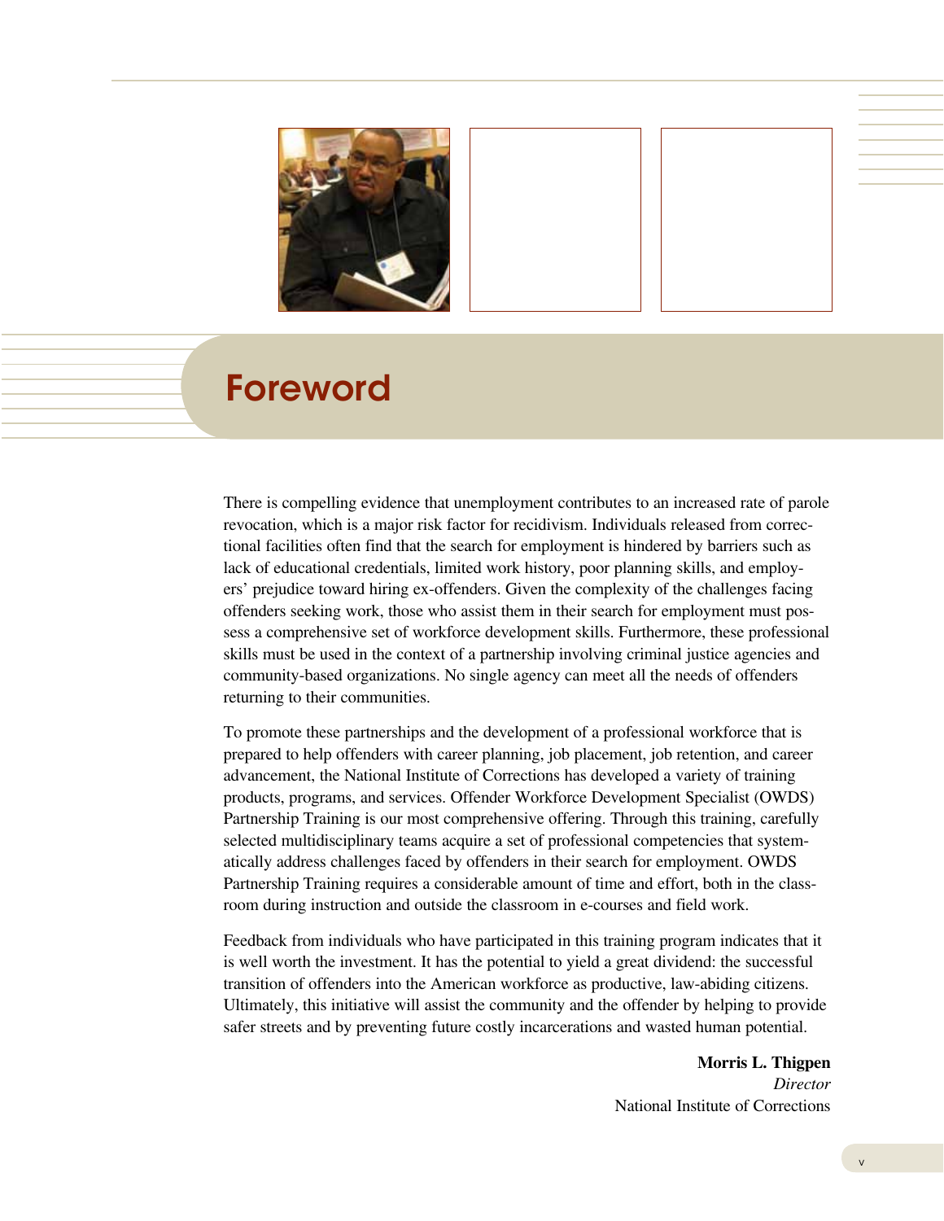# Foreword

There is compelling evidence that unemployment contributes to an increased rate of parole revocation, which is a major risk factor for recidivism. Individuals released from correctional facilities often find that the search for employment is hindered by barriers such as lack of educational credentials, limited work history, poor planning skills, and employers' prejudice toward hiring ex-offenders. Given the complexity of the challenges facing offenders seeking work, those who assist them in their search for employment must possess a comprehensive set of workforce development skills. Furthermore, these professional skills must be used in the context of a partnership involving criminal justice agencies and community-based organizations. No single agency can meet all the needs of offenders returning to their communities.

To promote these partnerships and the development of a professional workforce that is prepared to help offenders with career planning, job placement, job retention, and career advancement, the National Institute of Corrections has developed a variety of training products, programs, and services. Offender Workforce Development Specialist (OWDS) Partnership Training is our most comprehensive offering. Through this training, carefully selected multidisciplinary teams acquire a set of professional competencies that systematically address challenges faced by offenders in their search for employment. OWDS Partnership Training requires a considerable amount of time and effort, both in the classroom during instruction and outside the classroom in e-courses and field work.

Feedback from individuals who have participated in this training program indicates that it is well worth the investment. It has the potential to yield a great dividend: the successful transition of offenders into the American workforce as productive, law-abiding citizens. Ultimately, this initiative will assist the community and the offender by helping to provide safer streets and by preventing future costly incarcerations and wasted human potential.

**Morris L. Thigpen**
*Director*
National Institute of Corrections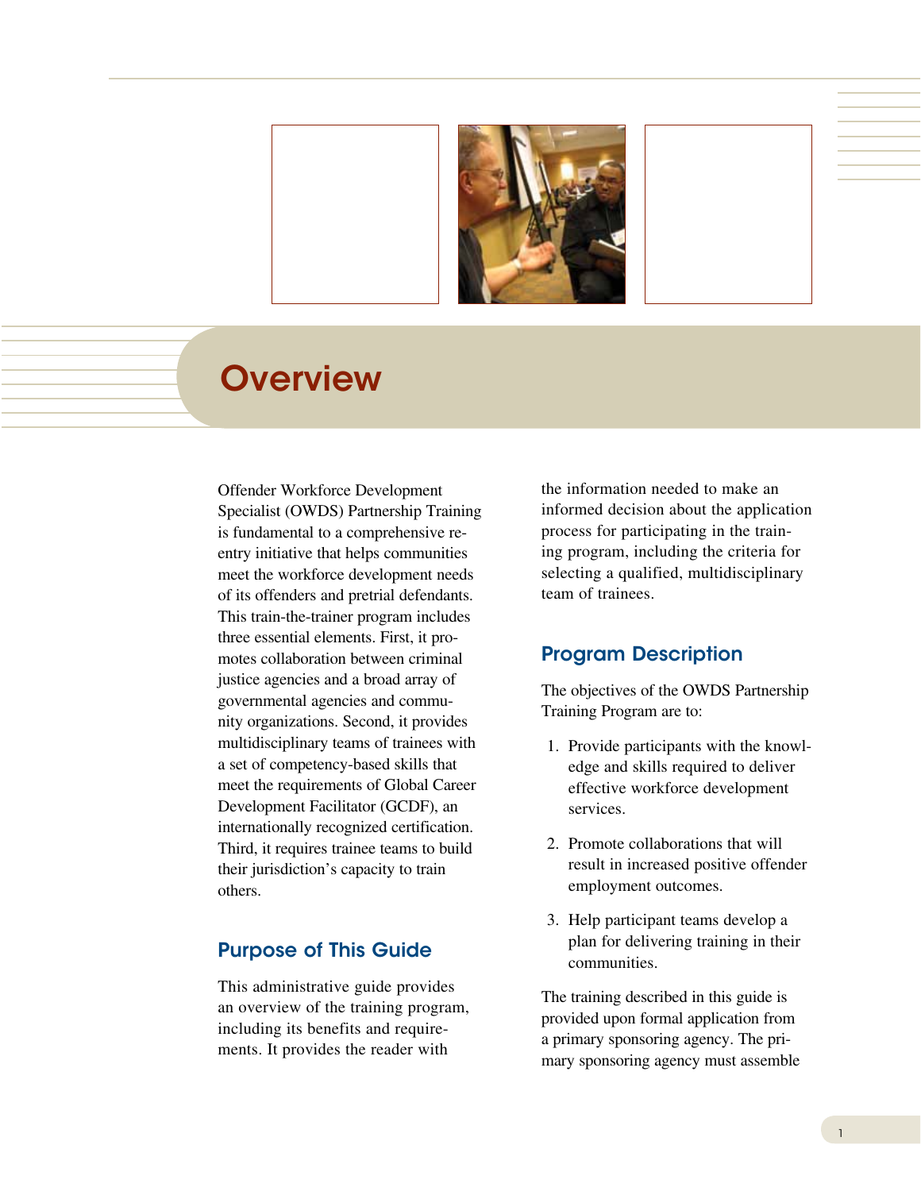# Overview

Offender Workforce Development Specialist (OWDS) Partnership Training is fundamental to a comprehensive reentry initiative that helps communities meet the workforce development needs of its offenders and pretrial defendants. This train-the-trainer program includes three essential elements. First, it promotes collaboration between criminal justice agencies and a broad array of governmental agencies and community organizations. Second, it provides multidisciplinary teams of trainees with a set of competency-based skills that meet the requirements of Global Career Development Facilitator (GCDF), an internationally recognized certification. Third, it requires trainee teams to build their jurisdiction's capacity to train others.

## Purpose of This Guide

This administrative guide provides an overview of the training program, including its benefits and requirements. It provides the reader with the information needed to make an informed decision about the application process for participating in the training program, including the criteria for selecting a qualified, multidisciplinary team of trainees.

## Program Description

The objectives of the OWDS Partnership Training Program are to:

1. Provide participants with the knowledge and skills required to deliver effective workforce development services.

2. Promote collaborations that will result in increased positive offender employment outcomes.

3. Help participant teams develop a plan for delivering training in their communities.

The training described in this guide is provided upon formal application from a primary sponsoring agency. The primary sponsoring agency must assemble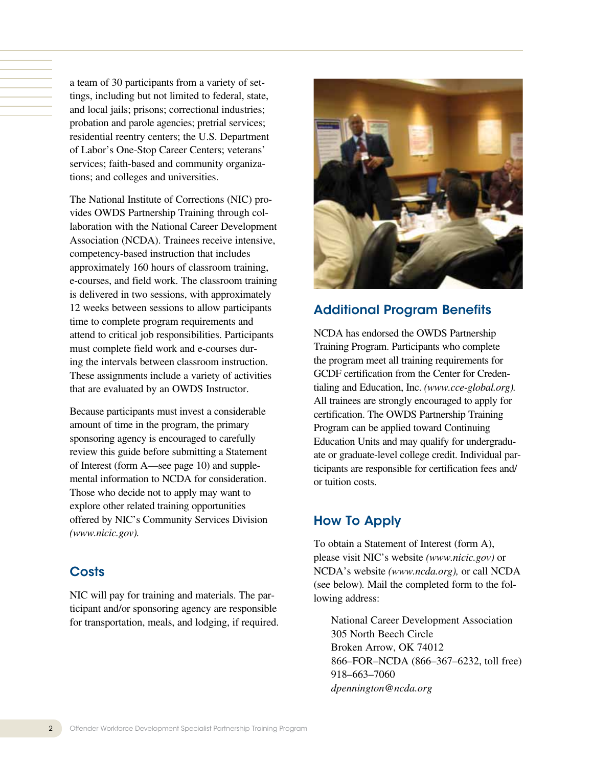a team of 30 participants from a variety of settings, including but not limited to federal, state, and local jails; prisons; correctional industries; probation and parole agencies; pretrial services; residential reentry centers; the U.S. Department of Labor's One-Stop Career Centers; veterans' services; faith-based and community organizations; and colleges and universities.

The National Institute of Corrections (NIC) provides OWDS Partnership Training through collaboration with the National Career Development Association (NCDA). Trainees receive intensive, competency-based instruction that includes approximately 160 hours of classroom training, e-courses, and field work. The classroom training is delivered in two sessions, with approximately 12 weeks between sessions to allow participants time to complete program requirements and attend to critical job responsibilities. Participants must complete field work and e-courses during the intervals between classroom instruction. These assignments include a variety of activities that are evaluated by an OWDS Instructor.

Because participants must invest a considerable amount of time in the program, the primary sponsoring agency is encouraged to carefully review this guide before submitting a Statement of Interest (form A—see page 10) and supplemental information to NCDA for consideration. Those who decide not to apply may want to explore other related training opportunities offered by NIC's Community Services Division *(www.nicic.gov).*

## Costs

NIC will pay for training and materials. The participant and/or sponsoring agency are responsible for transportation, meals, and lodging, if required.

## Additional Program Benefits

NCDA has endorsed the OWDS Partnership Training Program. Participants who complete the program meet all training requirements for GCDF certification from the Center for Credentialing and Education, Inc. *(www.cce-global.org).* All trainees are strongly encouraged to apply for certification. The OWDS Partnership Training Program can be applied toward Continuing Education Units and may qualify for undergraduate or graduate-level college credit. Individual participants are responsible for certification fees and/or tuition costs.

## How To Apply

To obtain a Statement of Interest (form A), please visit NIC's website *(www.nicic.gov)* or NCDA's website *(www.ncda.org),* or call NCDA (see below). Mail the completed form to the following address:

National Career Development Association
305 North Beech Circle
Broken Arrow, OK 74012
866–FOR–NCDA (866–367–6232, toll free)
918–663–7060
*dpennington@ncda.org*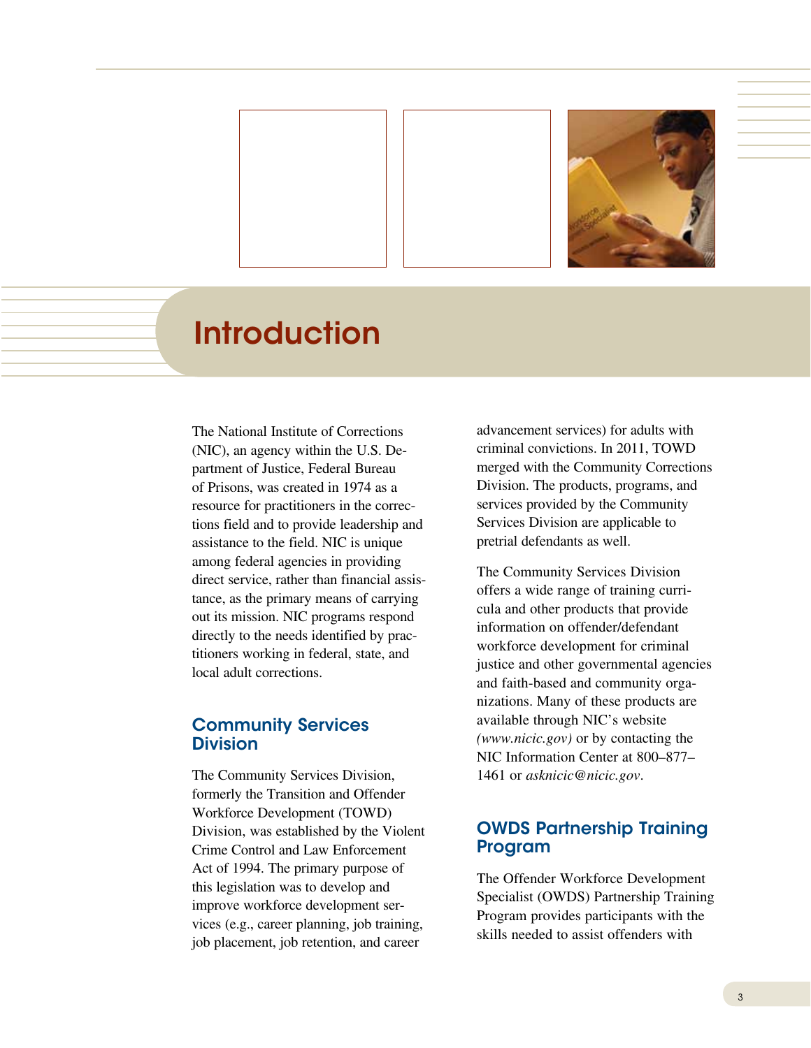# Introduction

The National Institute of Corrections (NIC), an agency within the U.S. Department of Justice, Federal Bureau of Prisons, was created in 1974 as a resource for practitioners in the corrections field and to provide leadership and assistance to the field. NIC is unique among federal agencies in providing direct service, rather than financial assistance, as the primary means of carrying out its mission. NIC programs respond directly to the needs identified by practitioners working in federal, state, and local adult corrections.

## Community Services Division

The Community Services Division, formerly the Transition and Offender Workforce Development (TOWD) Division, was established by the Violent Crime Control and Law Enforcement Act of 1994. The primary purpose of this legislation was to develop and improve workforce development services (e.g., career planning, job training, job placement, job retention, and career advancement services) for adults with criminal convictions. In 2011, TOWD merged with the Community Corrections Division. The products, programs, and services provided by the Community Services Division are applicable to pretrial defendants as well.

The Community Services Division offers a wide range of training curricula and other products that provide information on offender/defendant workforce development for criminal justice and other governmental agencies and faith-based and community organizations. Many of these products are available through NIC's website *(www.nicic.gov)* or by contacting the NIC Information Center at 800–877–1461 or *asknicic@nicic.gov*.

## OWDS Partnership Training Program

The Offender Workforce Development Specialist (OWDS) Partnership Training Program provides participants with the skills needed to assist offenders with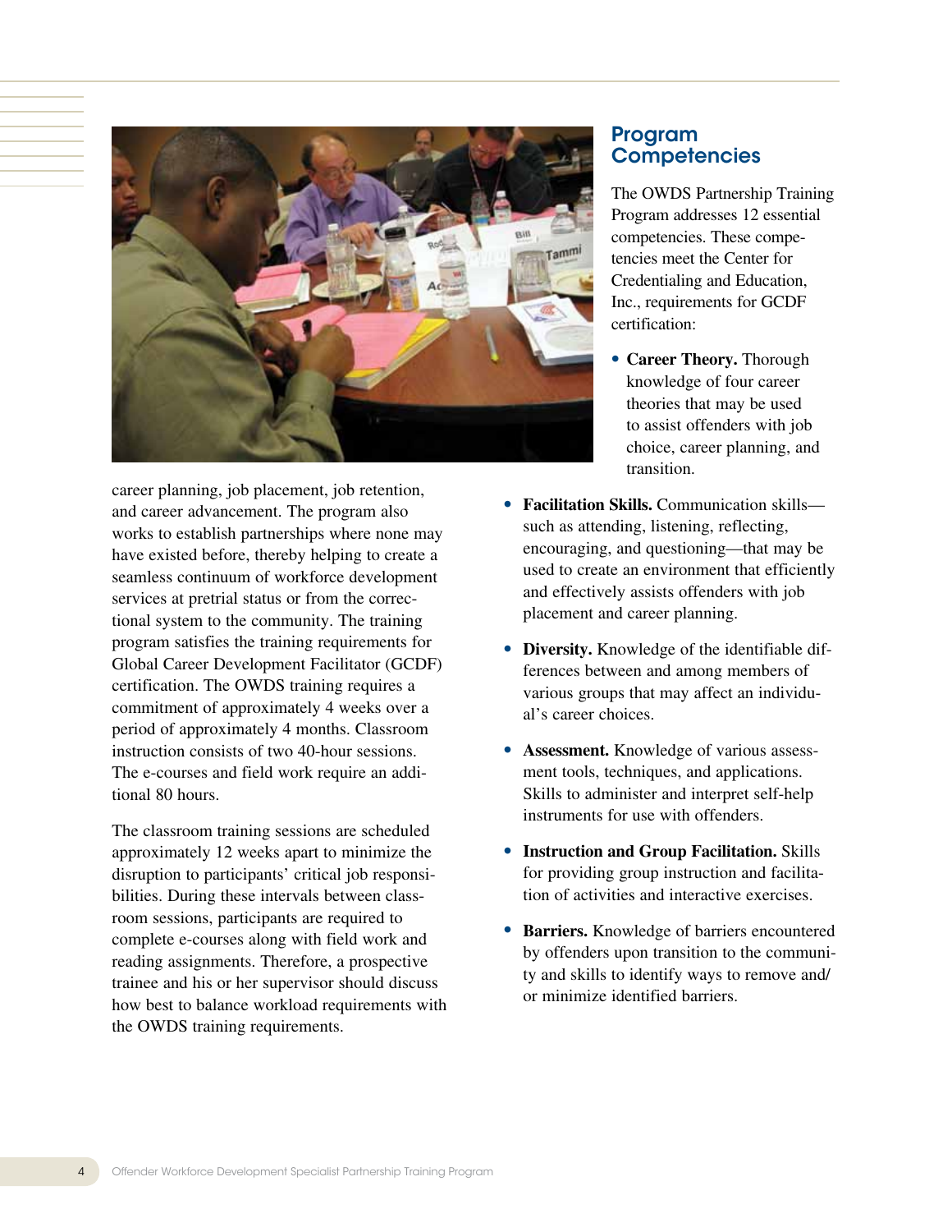career planning, job placement, job retention, and career advancement. The program also works to establish partnerships where none may have existed before, thereby helping to create a seamless continuum of workforce development services at pretrial status or from the correctional system to the community. The training program satisfies the training requirements for Global Career Development Facilitator (GCDF) certification. The OWDS training requires a commitment of approximately 4 weeks over a period of approximately 4 months. Classroom instruction consists of two 40-hour sessions. The e-courses and field work require an additional 80 hours.

The classroom training sessions are scheduled approximately 12 weeks apart to minimize the disruption to participants' critical job responsibilities. During these intervals between classroom sessions, participants are required to complete e-courses along with field work and reading assignments. Therefore, a prospective trainee and his or her supervisor should discuss how best to balance workload requirements with the OWDS training requirements.

## Program Competencies

The OWDS Partnership Training Program addresses 12 essential competencies. These competencies meet the Center for Credentialing and Education, Inc., requirements for GCDF certification:

- **Career Theory.** Thorough knowledge of four career theories that may be used to assist offenders with job choice, career planning, and transition.
- **Facilitation Skills.** Communication skills—such as attending, listening, reflecting, encouraging, and questioning—that may be used to create an environment that efficiently and effectively assists offenders with job placement and career planning.
- **Diversity.** Knowledge of the identifiable differences between and among members of various groups that may affect an individual's career choices.
- **Assessment.** Knowledge of various assessment tools, techniques, and applications. Skills to administer and interpret self-help instruments for use with offenders.
- **Instruction and Group Facilitation.** Skills for providing group instruction and facilitation of activities and interactive exercises.
- **Barriers.** Knowledge of barriers encountered by offenders upon transition to the community and skills to identify ways to remove and/or minimize identified barriers.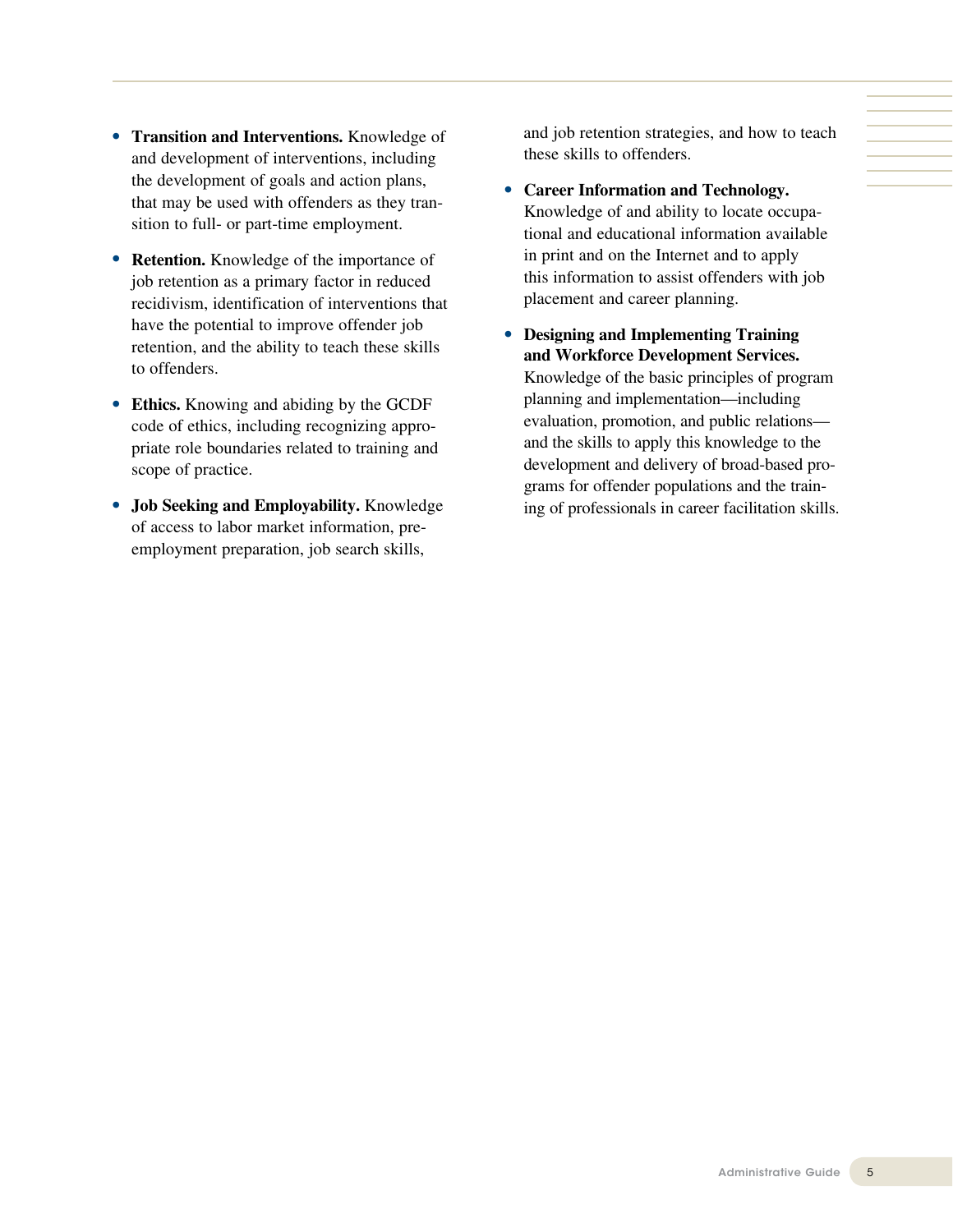- **Transition and Interventions.** Knowledge of and development of interventions, including the development of goals and action plans, that may be used with offenders as they transition to full- or part-time employment.

- **Retention.** Knowledge of the importance of job retention as a primary factor in reduced recidivism, identification of interventions that have the potential to improve offender job retention, and the ability to teach these skills to offenders.

- **Ethics.** Knowing and abiding by the GCDF code of ethics, including recognizing appropriate role boundaries related to training and scope of practice.

- **Job Seeking and Employability.** Knowledge of access to labor market information, pre-employment preparation, job search skills, and job retention strategies, and how to teach these skills to offenders.

- **Career Information and Technology.** Knowledge of and ability to locate occupational and educational information available in print and on the Internet and to apply this information to assist offenders with job placement and career planning.

- **Designing and Implementing Training and Workforce Development Services.** Knowledge of the basic principles of program planning and implementation—including evaluation, promotion, and public relations—and the skills to apply this knowledge to the development and delivery of broad-based programs for offender populations and the training of professionals in career facilitation skills.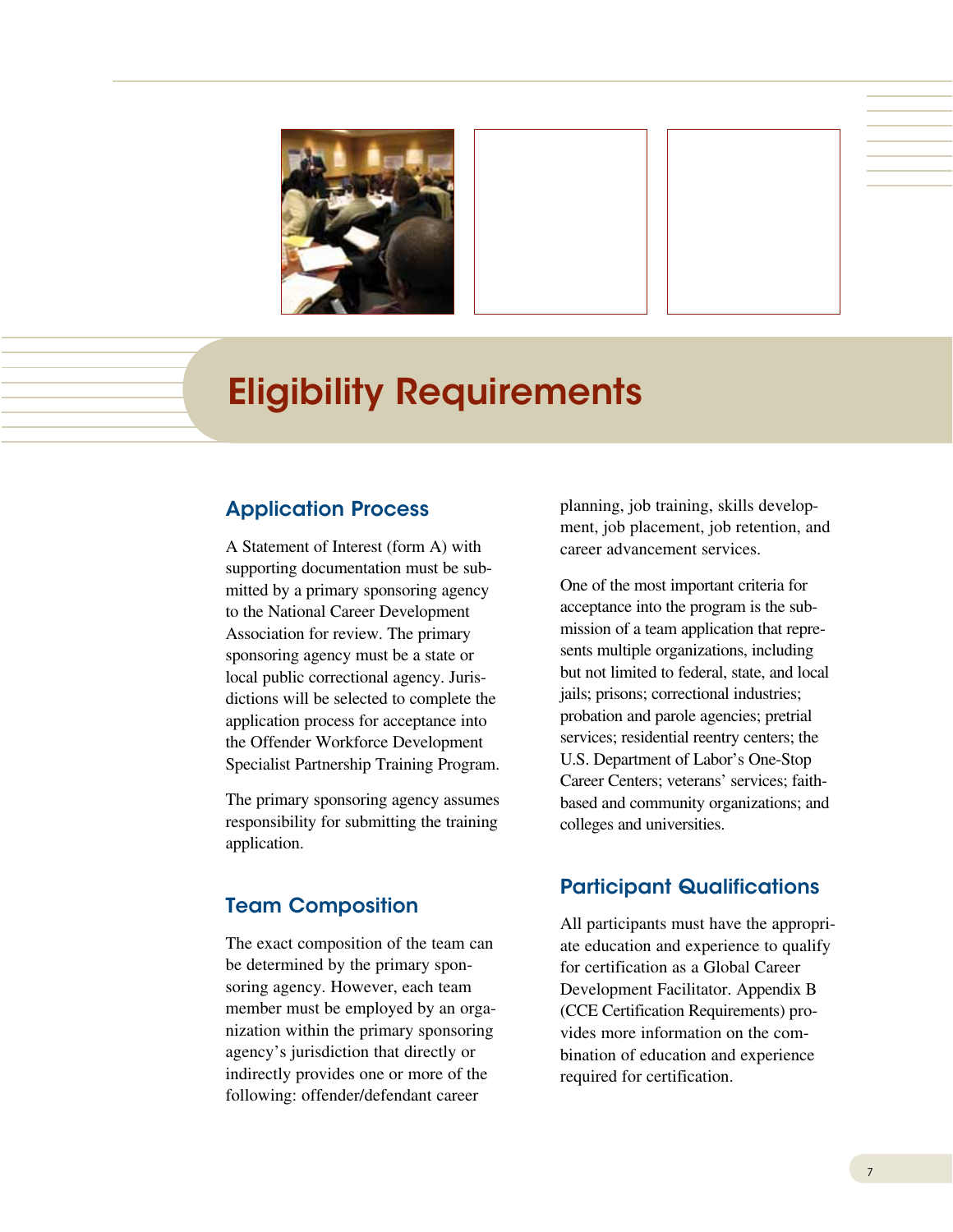# Eligibility Requirements

## Application Process

A Statement of Interest (form A) with supporting documentation must be submitted by a primary sponsoring agency to the National Career Development Association for review. The primary sponsoring agency must be a state or local public correctional agency. Jurisdictions will be selected to complete the application process for acceptance into the Offender Workforce Development Specialist Partnership Training Program.

The primary sponsoring agency assumes responsibility for submitting the training application.

## Team Composition

The exact composition of the team can be determined by the primary sponsoring agency. However, each team member must be employed by an organization within the primary sponsoring agency's jurisdiction that directly or indirectly provides one or more of the following: offender/defendant career planning, job training, skills development, job placement, job retention, and career advancement services.

One of the most important criteria for acceptance into the program is the submission of a team application that represents multiple organizations, including but not limited to federal, state, and local jails; prisons; correctional industries; probation and parole agencies; pretrial services; residential reentry centers; the U.S. Department of Labor's One-Stop Career Centers; veterans' services; faith-based and community organizations; and colleges and universities.

## Participant Qualifications

All participants must have the appropriate education and experience to qualify for certification as a Global Career Development Facilitator. Appendix B (CCE Certification Requirements) provides more information on the combination of education and experience required for certification.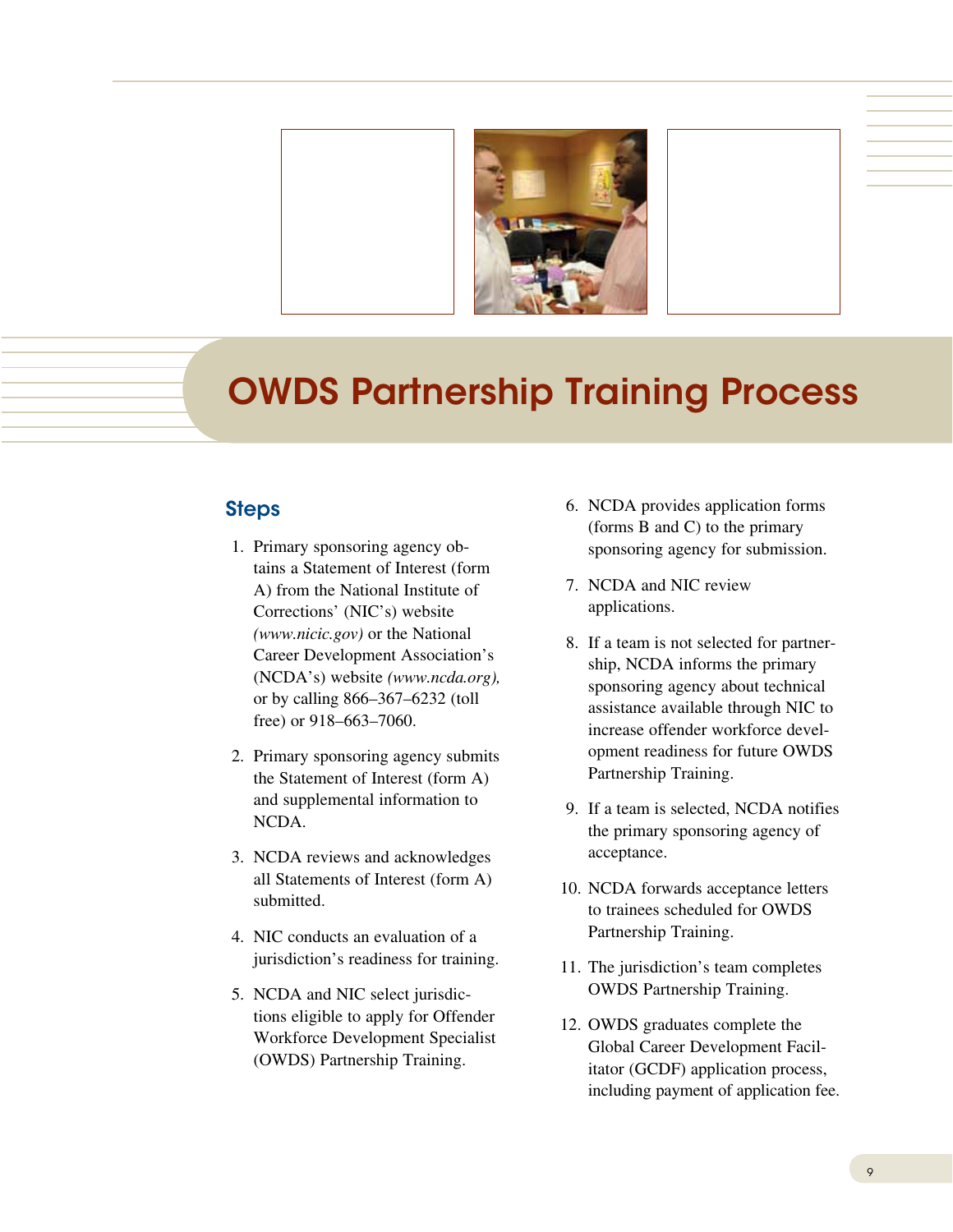# OWDS Partnership Training Process

## Steps

1. Primary sponsoring agency obtains a Statement of Interest (form A) from the National Institute of Corrections' (NIC's) website *(www.nicic.gov)* or the National Career Development Association's (NCDA's) website *(www.ncda.org)*, or by calling 866–367–6232 (toll free) or 918–663–7060.

2. Primary sponsoring agency submits the Statement of Interest (form A) and supplemental information to NCDA.

3. NCDA reviews and acknowledges all Statements of Interest (form A) submitted.

4. NIC conducts an evaluation of a jurisdiction's readiness for training.

5. NCDA and NIC select jurisdictions eligible to apply for Offender Workforce Development Specialist (OWDS) Partnership Training.

6. NCDA provides application forms (forms B and C) to the primary sponsoring agency for submission.

7. NCDA and NIC review applications.

8. If a team is not selected for partnership, NCDA informs the primary sponsoring agency about technical assistance available through NIC to increase offender workforce development readiness for future OWDS Partnership Training.

9. If a team is selected, NCDA notifies the primary sponsoring agency of acceptance.

10. NCDA forwards acceptance letters to trainees scheduled for OWDS Partnership Training.

11. The jurisdiction's team completes OWDS Partnership Training.

12. OWDS graduates complete the Global Career Development Facilitator (GCDF) application process, including payment of application fee.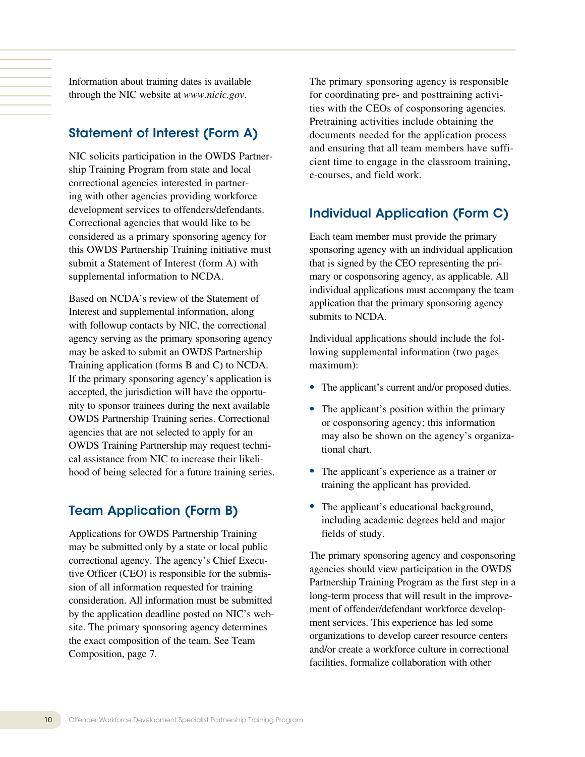Information about training dates is available through the NIC website at *www.nicic.gov*.

## Statement of Interest (Form A)

NIC solicits participation in the OWDS Partnership Training Program from state and local correctional agencies interested in partnering with other agencies providing workforce development services to offenders/defendants. Correctional agencies that would like to be considered as a primary sponsoring agency for this OWDS Partnership Training initiative must submit a Statement of Interest (form A) with supplemental information to NCDA.

Based on NCDA's review of the Statement of Interest and supplemental information, along with followup contacts by NIC, the correctional agency serving as the primary sponsoring agency may be asked to submit an OWDS Partnership Training application (forms B and C) to NCDA. If the primary sponsoring agency's application is accepted, the jurisdiction will have the opportunity to sponsor trainees during the next available OWDS Partnership Training series. Correctional agencies that are not selected to apply for an OWDS Training Partnership may request technical assistance from NIC to increase their likelihood of being selected for a future training series.

## Team Application (Form B)

Applications for OWDS Partnership Training may be submitted only by a state or local public correctional agency. The agency's Chief Executive Officer (CEO) is responsible for the submission of all information requested for training consideration. All information must be submitted by the application deadline posted on NIC's website. The primary sponsoring agency determines the exact composition of the team. See Team Composition, page 7.

The primary sponsoring agency is responsible for coordinating pre- and posttraining activities with the CEOs of cosponsoring agencies. Pretraining activities include obtaining the documents needed for the application process and ensuring that all team members have sufficient time to engage in the classroom training, e-courses, and field work.

## Individual Application (Form C)

Each team member must provide the primary sponsoring agency with an individual application that is signed by the CEO representing the primary or cosponsoring agency, as applicable. All individual applications must accompany the team application that the primary sponsoring agency submits to NCDA.

Individual applications should include the following supplemental information (two pages maximum):

- The applicant's current and/or proposed duties.
- The applicant's position within the primary or cosponsoring agency; this information may also be shown on the agency's organizational chart.
- The applicant's experience as a trainer or training the applicant has provided.
- The applicant's educational background, including academic degrees held and major fields of study.

The primary sponsoring agency and cosponsoring agencies should view participation in the OWDS Partnership Training Program as the first step in a long-term process that will result in the improvement of offender/defendant workforce development services. This experience has led some organizations to develop career resource centers and/or create a workforce culture in correctional facilities, formalize collaboration with other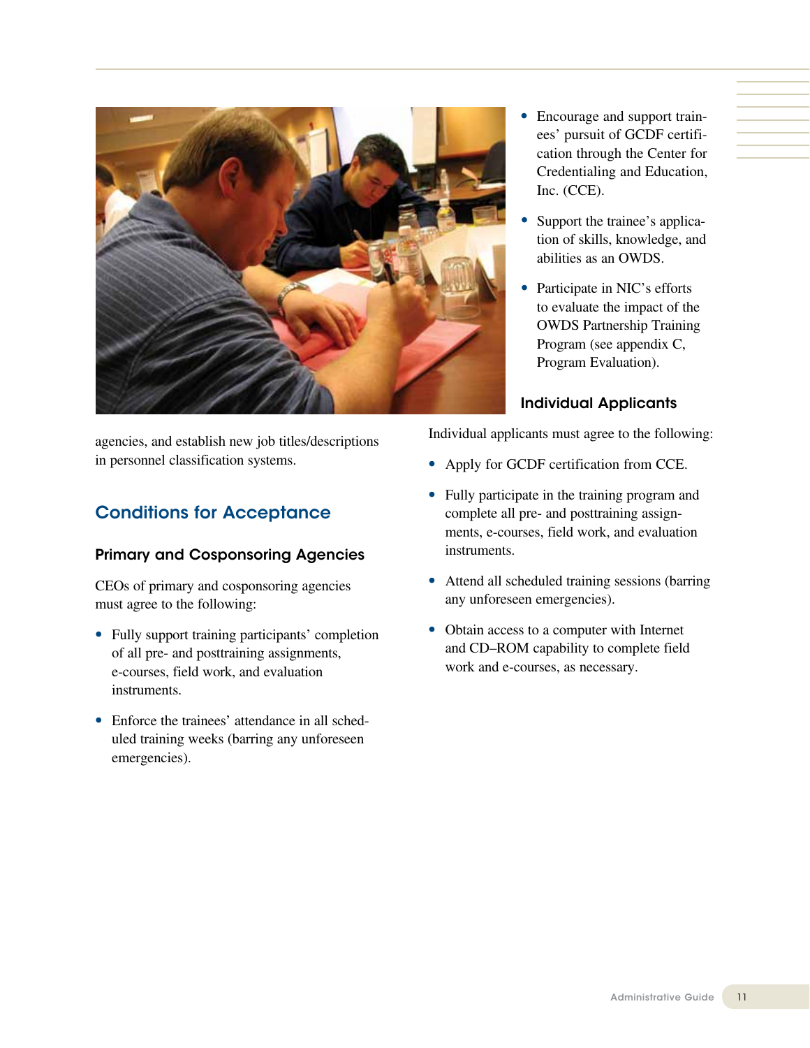agencies, and establish new job titles/descriptions in personnel classification systems.

## Conditions for Acceptance

### Primary and Cosponsoring Agencies

CEOs of primary and cosponsoring agencies must agree to the following:

- Fully support training participants' completion of all pre- and posttraining assignments, e-courses, field work, and evaluation instruments.
- Enforce the trainees' attendance in all scheduled training weeks (barring any unforeseen emergencies).
- Encourage and support trainees' pursuit of GCDF certification through the Center for Credentialing and Education, Inc. (CCE).
- Support the trainee's application of skills, knowledge, and abilities as an OWDS.
- Participate in NIC's efforts to evaluate the impact of the OWDS Partnership Training Program (see appendix C, Program Evaluation).

### Individual Applicants

Individual applicants must agree to the following:

- Apply for GCDF certification from CCE.
- Fully participate in the training program and complete all pre- and posttraining assignments, e-courses, field work, and evaluation instruments.
- Attend all scheduled training sessions (barring any unforeseen emergencies).
- Obtain access to a computer with Internet and CD–ROM capability to complete field work and e-courses, as necessary.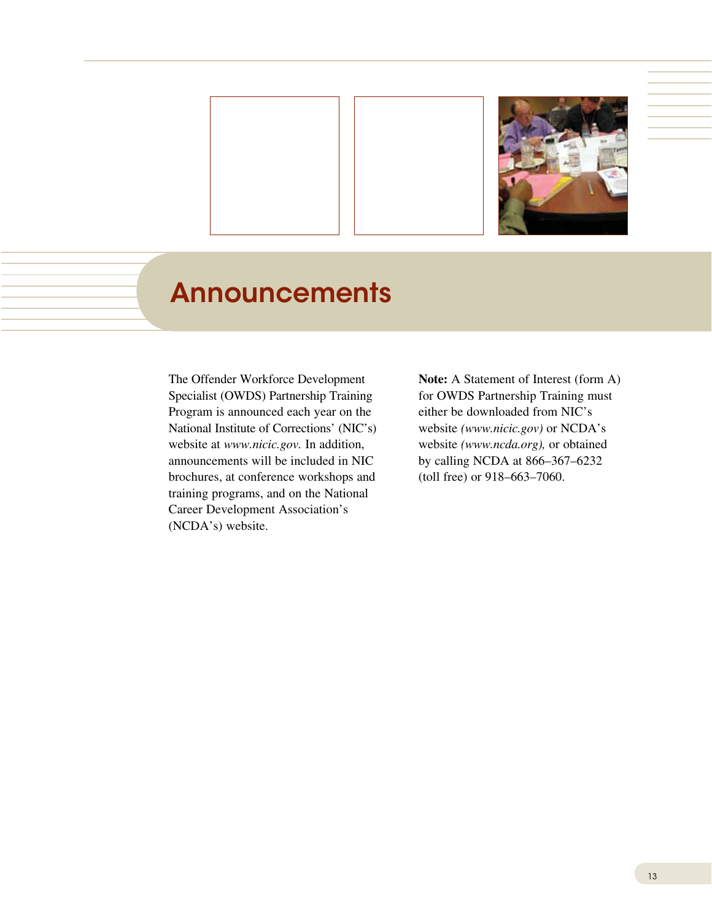# Announcements

The Offender Workforce Development Specialist (OWDS) Partnership Training Program is announced each year on the National Institute of Corrections' (NIC's) website at *www.nicic.gov.* In addition, announcements will be included in NIC brochures, at conference workshops and training programs, and on the National Career Development Association's (NCDA's) website.

**Note:** A Statement of Interest (form A) for OWDS Partnership Training must either be downloaded from NIC's website *(www.nicic.gov)* or NCDA's website *(www.ncda.org),* or obtained by calling NCDA at 866–367–6232 (toll free) or 918–663–7060.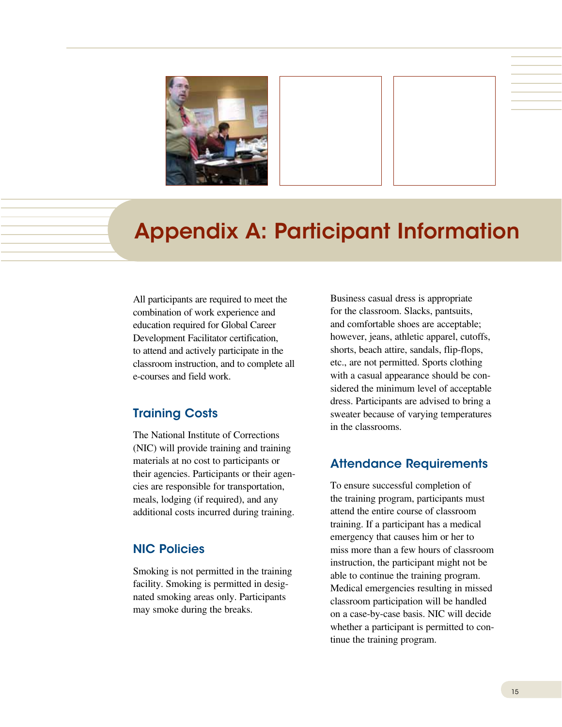# Appendix A: Participant Information

All participants are required to meet the combination of work experience and education required for Global Career Development Facilitator certification, to attend and actively participate in the classroom instruction, and to complete all e-courses and field work.

## Training Costs

The National Institute of Corrections (NIC) will provide training and training materials at no cost to participants or their agencies. Participants or their agencies are responsible for transportation, meals, lodging (if required), and any additional costs incurred during training.

## NIC Policies

Smoking is not permitted in the training facility. Smoking is permitted in designated smoking areas only. Participants may smoke during the breaks.

Business casual dress is appropriate for the classroom. Slacks, pantsuits, and comfortable shoes are acceptable; however, jeans, athletic apparel, cutoffs, shorts, beach attire, sandals, flip-flops, etc., are not permitted. Sports clothing with a casual appearance should be considered the minimum level of acceptable dress. Participants are advised to bring a sweater because of varying temperatures in the classrooms.

## Attendance Requirements

To ensure successful completion of the training program, participants must attend the entire course of classroom training. If a participant has a medical emergency that causes him or her to miss more than a few hours of classroom instruction, the participant might not be able to continue the training program. Medical emergencies resulting in missed classroom participation will be handled on a case-by-case basis. NIC will decide whether a participant is permitted to continue the training program.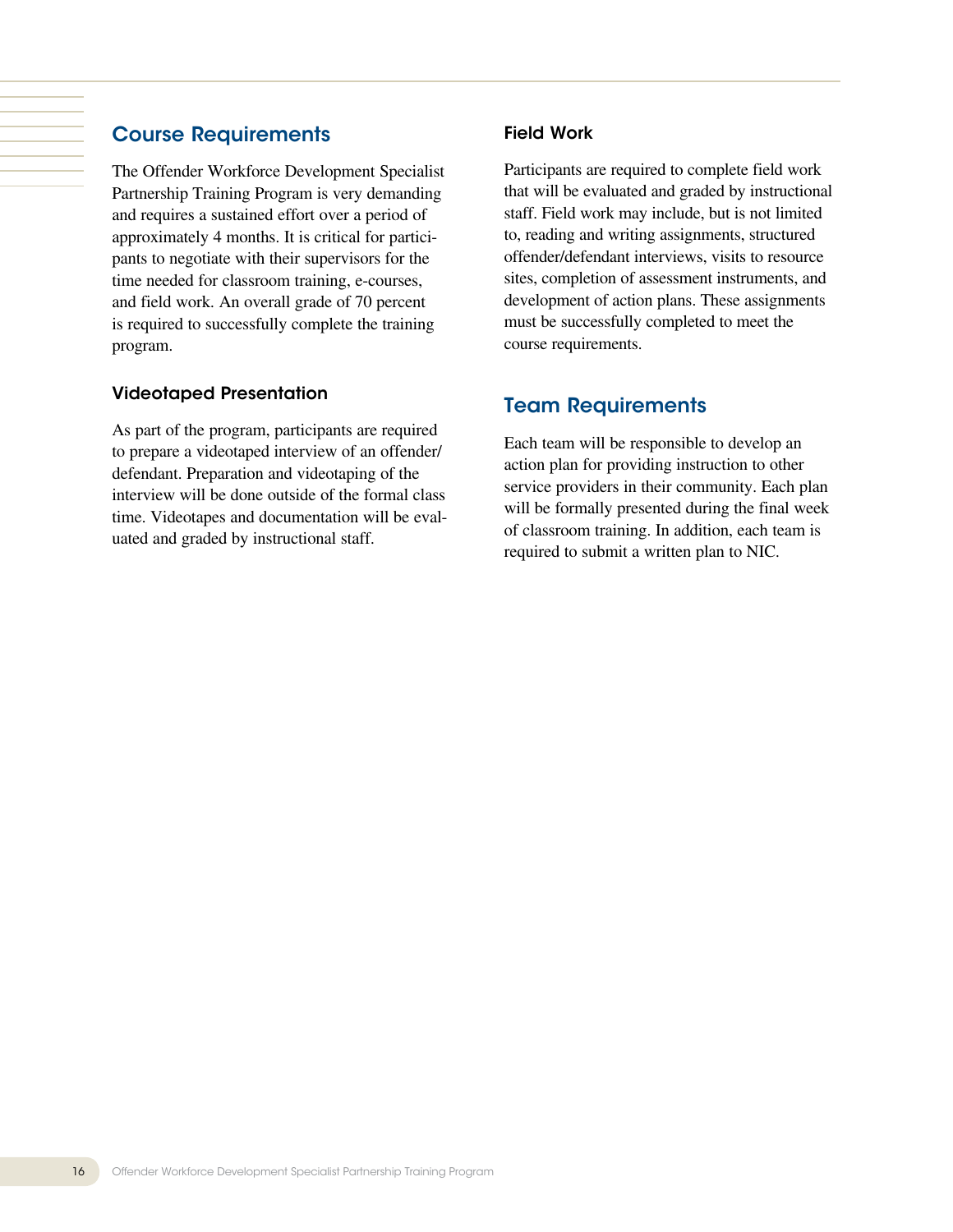## Course Requirements

The Offender Workforce Development Specialist Partnership Training Program is very demanding and requires a sustained effort over a period of approximately 4 months. It is critical for participants to negotiate with their supervisors for the time needed for classroom training, e-courses, and field work. An overall grade of 70 percent is required to successfully complete the training program.

### Videotaped Presentation

As part of the program, participants are required to prepare a videotaped interview of an offender/defendant. Preparation and videotaping of the interview will be done outside of the formal class time. Videotapes and documentation will be evaluated and graded by instructional staff.

### Field Work

Participants are required to complete field work that will be evaluated and graded by instructional staff. Field work may include, but is not limited to, reading and writing assignments, structured offender/defendant interviews, visits to resource sites, completion of assessment instruments, and development of action plans. These assignments must be successfully completed to meet the course requirements.

## Team Requirements

Each team will be responsible to develop an action plan for providing instruction to other service providers in their community. Each plan will be formally presented during the final week of classroom training. In addition, each team is required to submit a written plan to NIC.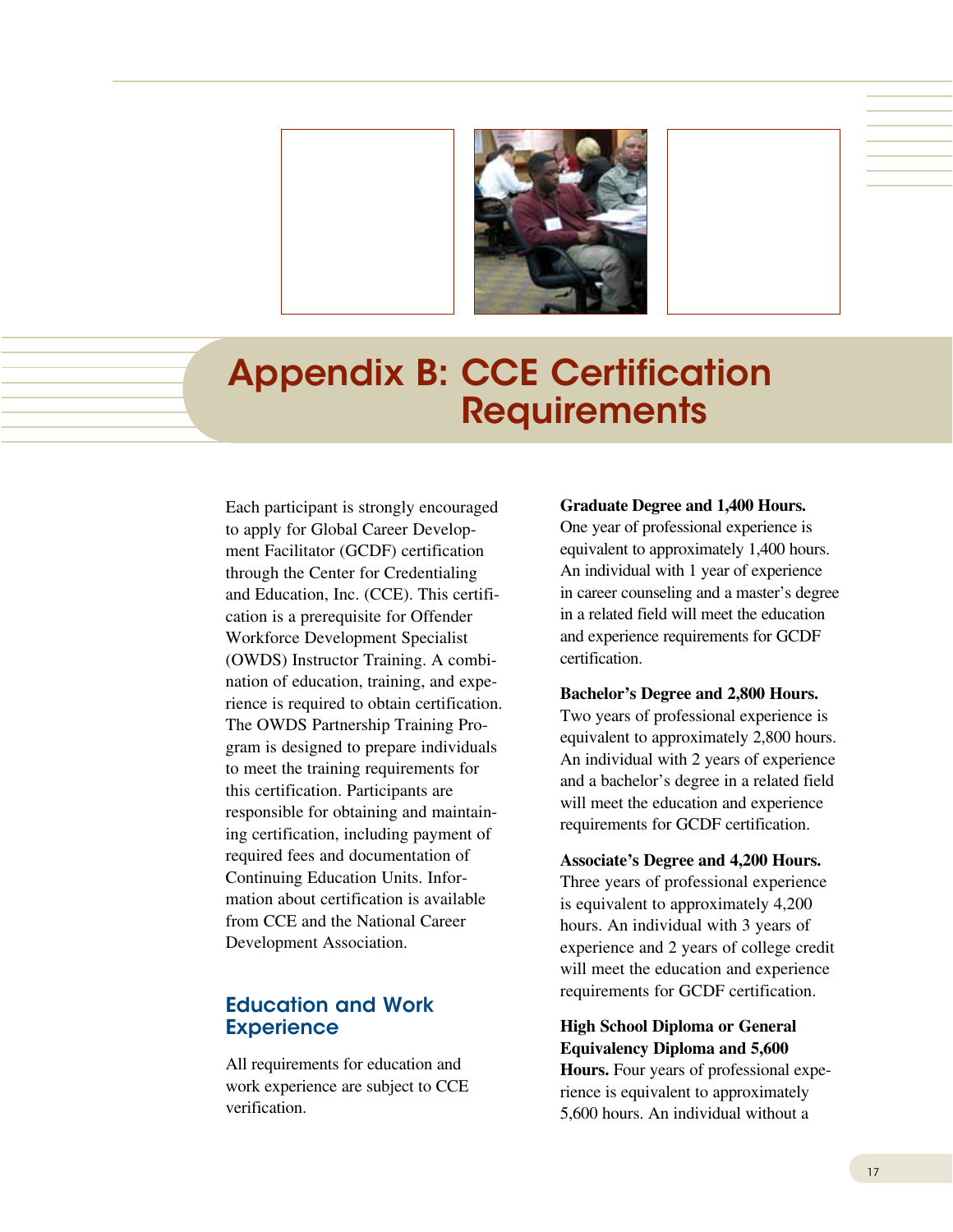# Appendix B: CCE Certification Requirements

Each participant is strongly encouraged to apply for Global Career Development Facilitator (GCDF) certification through the Center for Credentialing and Education, Inc. (CCE). This certification is a prerequisite for Offender Workforce Development Specialist (OWDS) Instructor Training. A combination of education, training, and experience is required to obtain certification. The OWDS Partnership Training Program is designed to prepare individuals to meet the training requirements for this certification. Participants are responsible for obtaining and maintaining certification, including payment of required fees and documentation of Continuing Education Units. Information about certification is available from CCE and the National Career Development Association.

## Education and Work Experience

All requirements for education and work experience are subject to CCE verification.

**Graduate Degree and 1,400 Hours.** One year of professional experience is equivalent to approximately 1,400 hours. An individual with 1 year of experience in career counseling and a master's degree in a related field will meet the education and experience requirements for GCDF certification.

**Bachelor's Degree and 2,800 Hours.** Two years of professional experience is equivalent to approximately 2,800 hours. An individual with 2 years of experience and a bachelor's degree in a related field will meet the education and experience requirements for GCDF certification.

**Associate's Degree and 4,200 Hours.** Three years of professional experience is equivalent to approximately 4,200 hours. An individual with 3 years of experience and 2 years of college credit will meet the education and experience requirements for GCDF certification.

**High School Diploma or General Equivalency Diploma and 5,600 Hours.** Four years of professional experience is equivalent to approximately 5,600 hours. An individual without a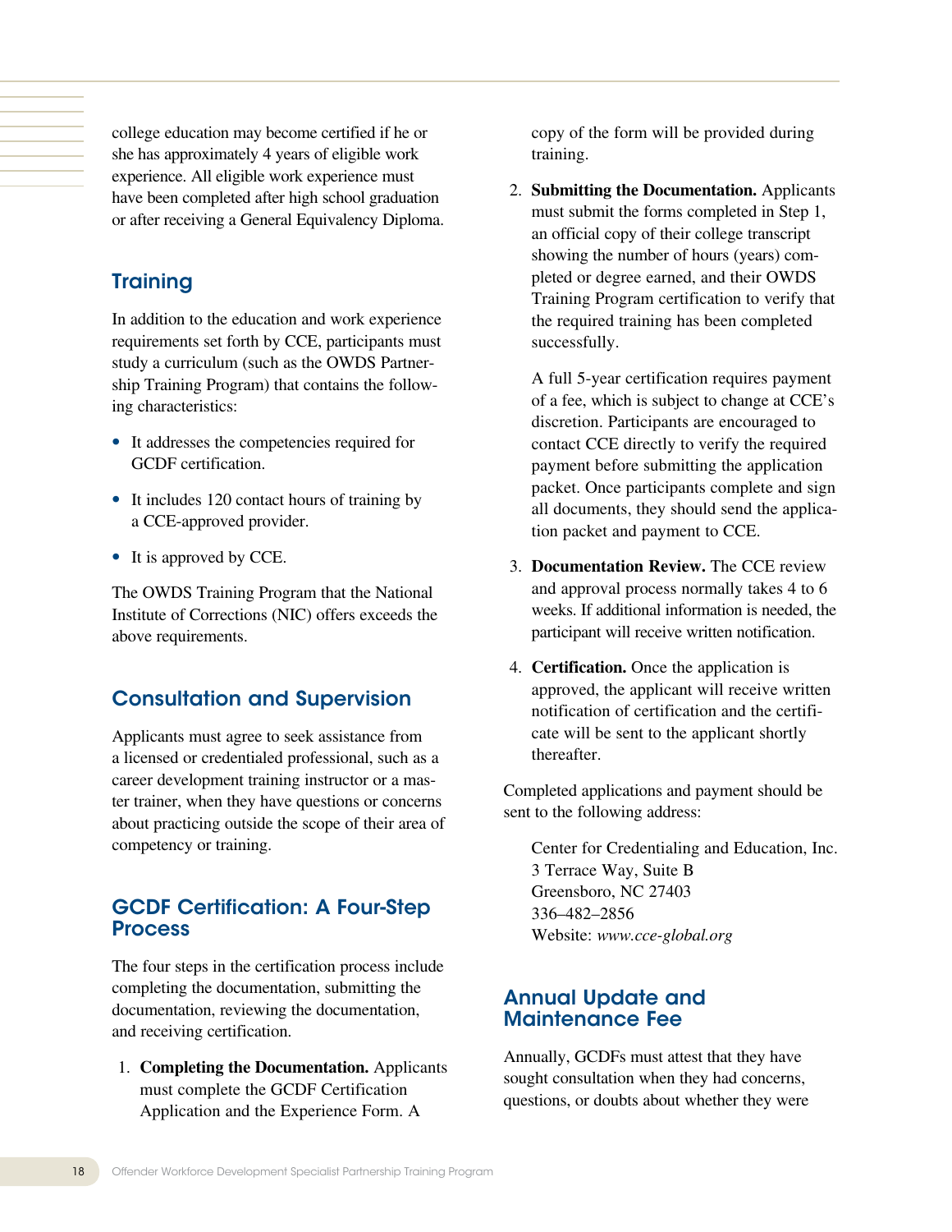college education may become certified if he or she has approximately 4 years of eligible work experience. All eligible work experience must have been completed after high school graduation or after receiving a General Equivalency Diploma.

## Training

In addition to the education and work experience requirements set forth by CCE, participants must study a curriculum (such as the OWDS Partnership Training Program) that contains the following characteristics:

- It addresses the competencies required for GCDF certification.
- It includes 120 contact hours of training by a CCE-approved provider.
- It is approved by CCE.

The OWDS Training Program that the National Institute of Corrections (NIC) offers exceeds the above requirements.

## Consultation and Supervision

Applicants must agree to seek assistance from a licensed or credentialed professional, such as a career development training instructor or a master trainer, when they have questions or concerns about practicing outside the scope of their area of competency or training.

## GCDF Certification: A Four-Step Process

The four steps in the certification process include completing the documentation, submitting the documentation, reviewing the documentation, and receiving certification.

1. **Completing the Documentation.** Applicants must complete the GCDF Certification Application and the Experience Form. A copy of the form will be provided during training.

2. **Submitting the Documentation.** Applicants must submit the forms completed in Step 1, an official copy of their college transcript showing the number of hours (years) completed or degree earned, and their OWDS Training Program certification to verify that the required training has been completed successfully.

   A full 5-year certification requires payment of a fee, which is subject to change at CCE's discretion. Participants are encouraged to contact CCE directly to verify the required payment before submitting the application packet. Once participants complete and sign all documents, they should send the application packet and payment to CCE.

3. **Documentation Review.** The CCE review and approval process normally takes 4 to 6 weeks. If additional information is needed, the participant will receive written notification.

4. **Certification.** Once the application is approved, the applicant will receive written notification of certification and the certificate will be sent to the applicant shortly thereafter.

Completed applications and payment should be sent to the following address:

> Center for Credentialing and Education, Inc.
> 3 Terrace Way, Suite B
> Greensboro, NC 27403
> 336–482–2856
> Website: *www.cce-global.org*

## Annual Update and Maintenance Fee

Annually, GCDFs must attest that they have sought consultation when they had concerns, questions, or doubts about whether they were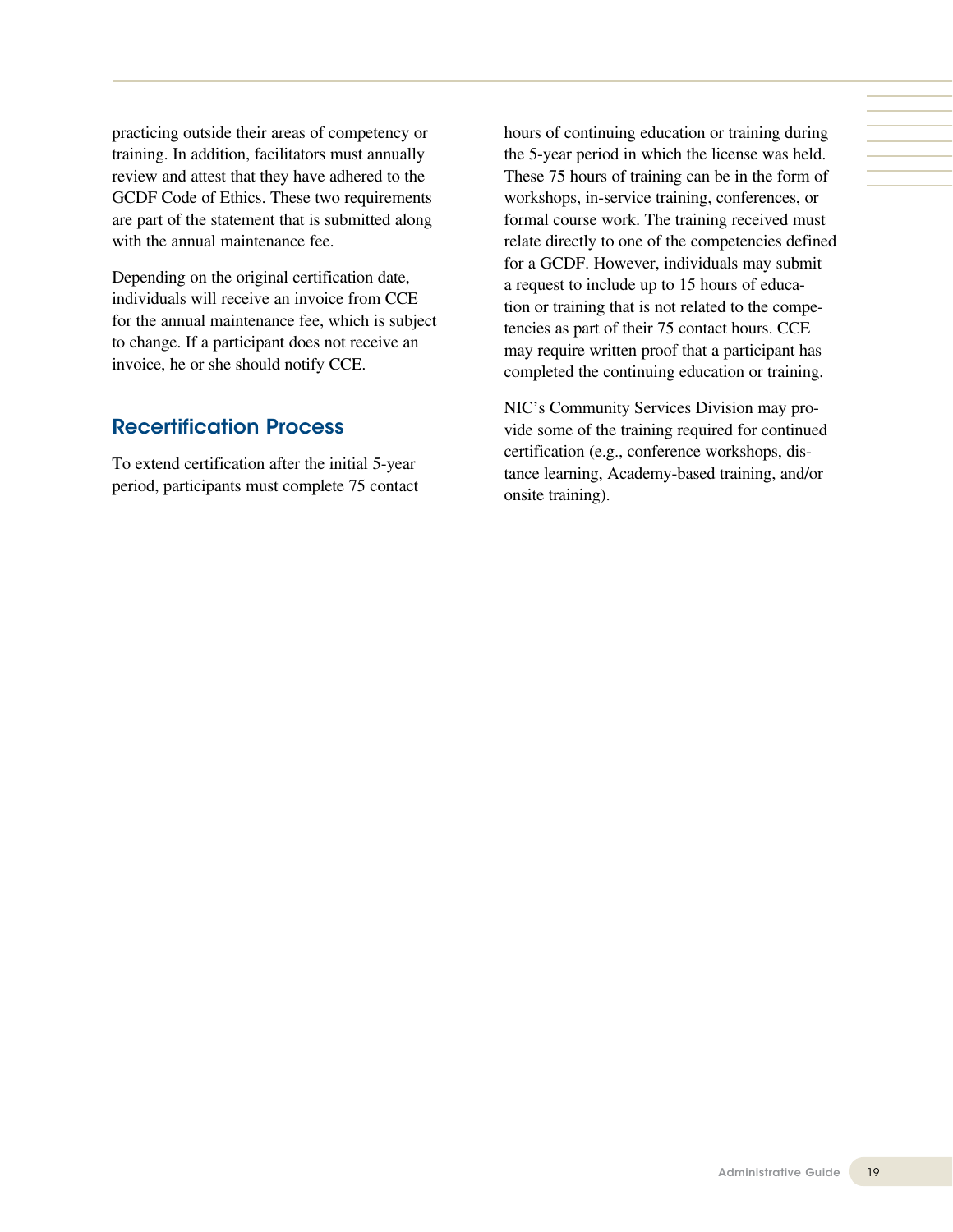practicing outside their areas of competency or training. In addition, facilitators must annually review and attest that they have adhered to the GCDF Code of Ethics. These two requirements are part of the statement that is submitted along with the annual maintenance fee.

Depending on the original certification date, individuals will receive an invoice from CCE for the annual maintenance fee, which is subject to change. If a participant does not receive an invoice, he or she should notify CCE.

## Recertification Process

To extend certification after the initial 5-year period, participants must complete 75 contact hours of continuing education or training during the 5-year period in which the license was held. These 75 hours of training can be in the form of workshops, in-service training, conferences, or formal course work. The training received must relate directly to one of the competencies defined for a GCDF. However, individuals may submit a request to include up to 15 hours of education or training that is not related to the competencies as part of their 75 contact hours. CCE may require written proof that a participant has completed the continuing education or training.

NIC's Community Services Division may provide some of the training required for continued certification (e.g., conference workshops, distance learning, Academy-based training, and/or onsite training).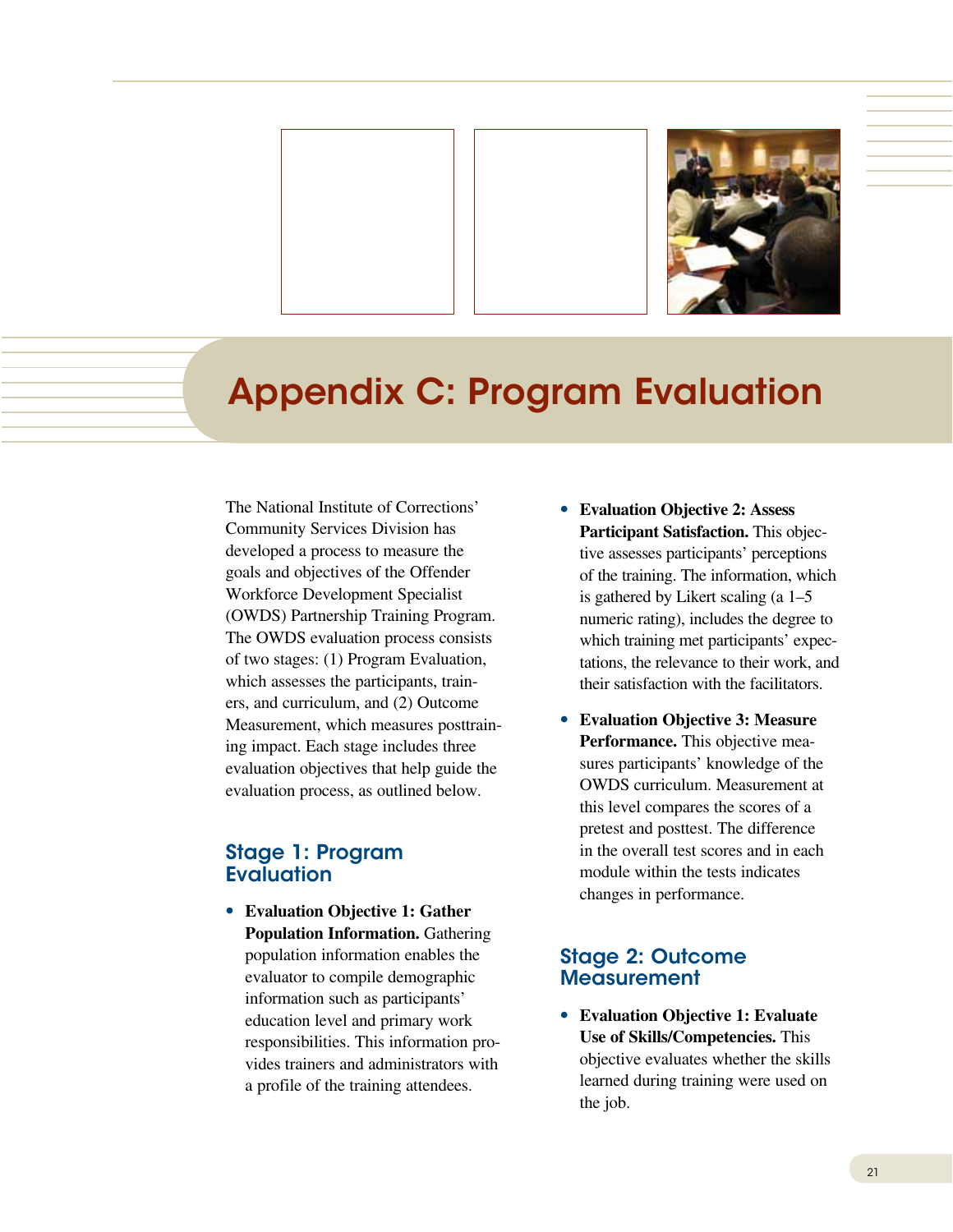# Appendix C: Program Evaluation

The National Institute of Corrections' Community Services Division has developed a process to measure the goals and objectives of the Offender Workforce Development Specialist (OWDS) Partnership Training Program. The OWDS evaluation process consists of two stages: (1) Program Evaluation, which assesses the participants, trainers, and curriculum, and (2) Outcome Measurement, which measures posttraining impact. Each stage includes three evaluation objectives that help guide the evaluation process, as outlined below.

## Stage 1: Program Evaluation

- **Evaluation Objective 1: Gather Population Information.** Gathering population information enables the evaluator to compile demographic information such as participants' education level and primary work responsibilities. This information provides trainers and administrators with a profile of the training attendees.
- **Evaluation Objective 2: Assess Participant Satisfaction.** This objective assesses participants' perceptions of the training. The information, which is gathered by Likert scaling (a 1–5 numeric rating), includes the degree to which training met participants' expectations, the relevance to their work, and their satisfaction with the facilitators.
- **Evaluation Objective 3: Measure Performance.** This objective measures participants' knowledge of the OWDS curriculum. Measurement at this level compares the scores of a pretest and posttest. The difference in the overall test scores and in each module within the tests indicates changes in performance.

## Stage 2: Outcome Measurement

- **Evaluation Objective 1: Evaluate Use of Skills/Competencies.** This objective evaluates whether the skills learned during training were used on the job.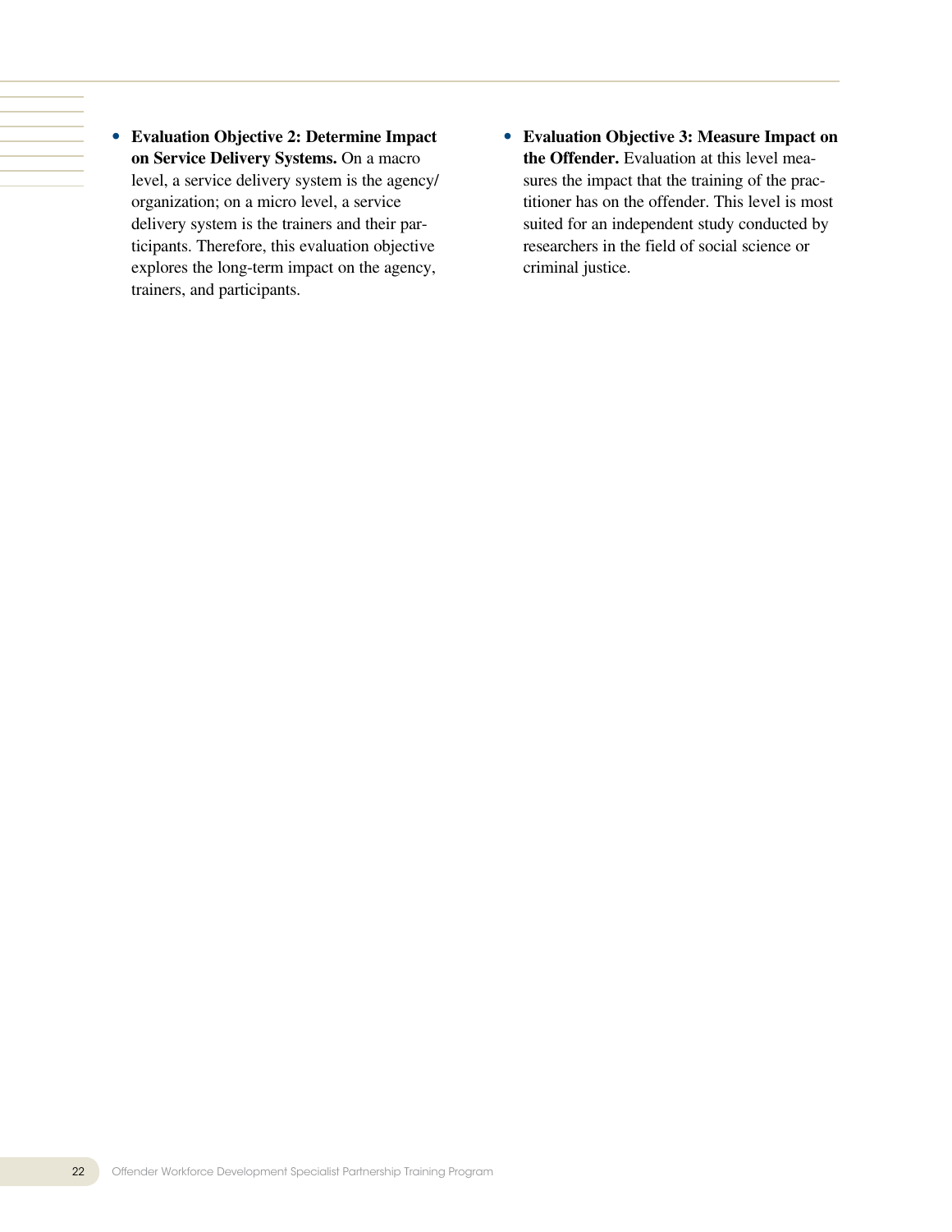- **Evaluation Objective 2: Determine Impact on Service Delivery Systems.** On a macro level, a service delivery system is the agency/organization; on a micro level, a service delivery system is the trainers and their participants. Therefore, this evaluation objective explores the long-term impact on the agency, trainers, and participants.

- **Evaluation Objective 3: Measure Impact on the Offender.** Evaluation at this level measures the impact that the training of the practitioner has on the offender. This level is most suited for an independent study conducted by researchers in the field of social science or criminal justice.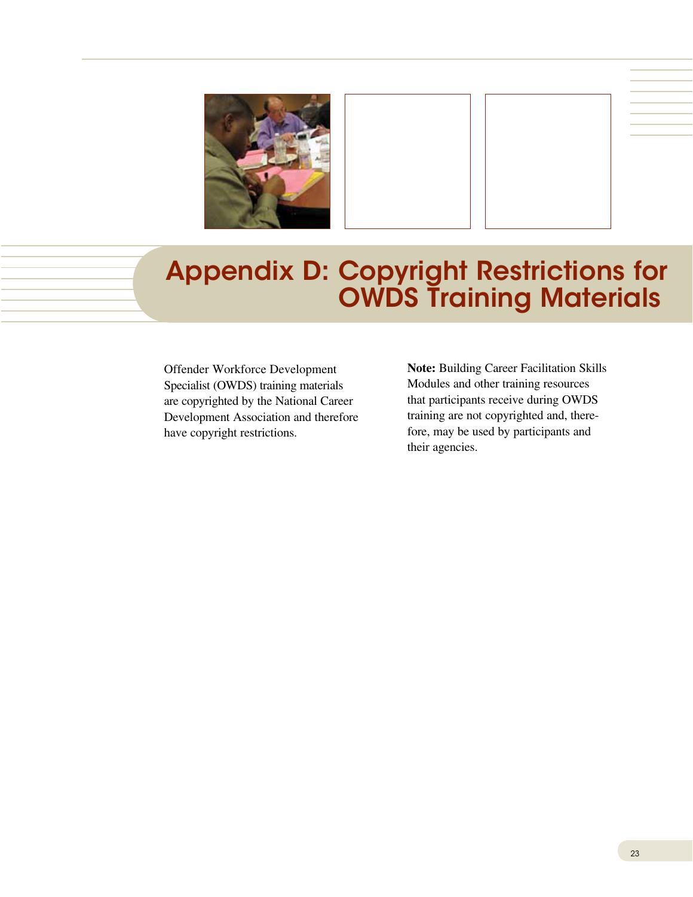# Appendix D: Copyright Restrictions for OWDS Training Materials

Offender Workforce Development Specialist (OWDS) training materials are copyrighted by the National Career Development Association and therefore have copyright restrictions.

**Note:** Building Career Facilitation Skills Modules and other training resources that participants receive during OWDS training are not copyrighted and, therefore, may be used by participants and their agencies.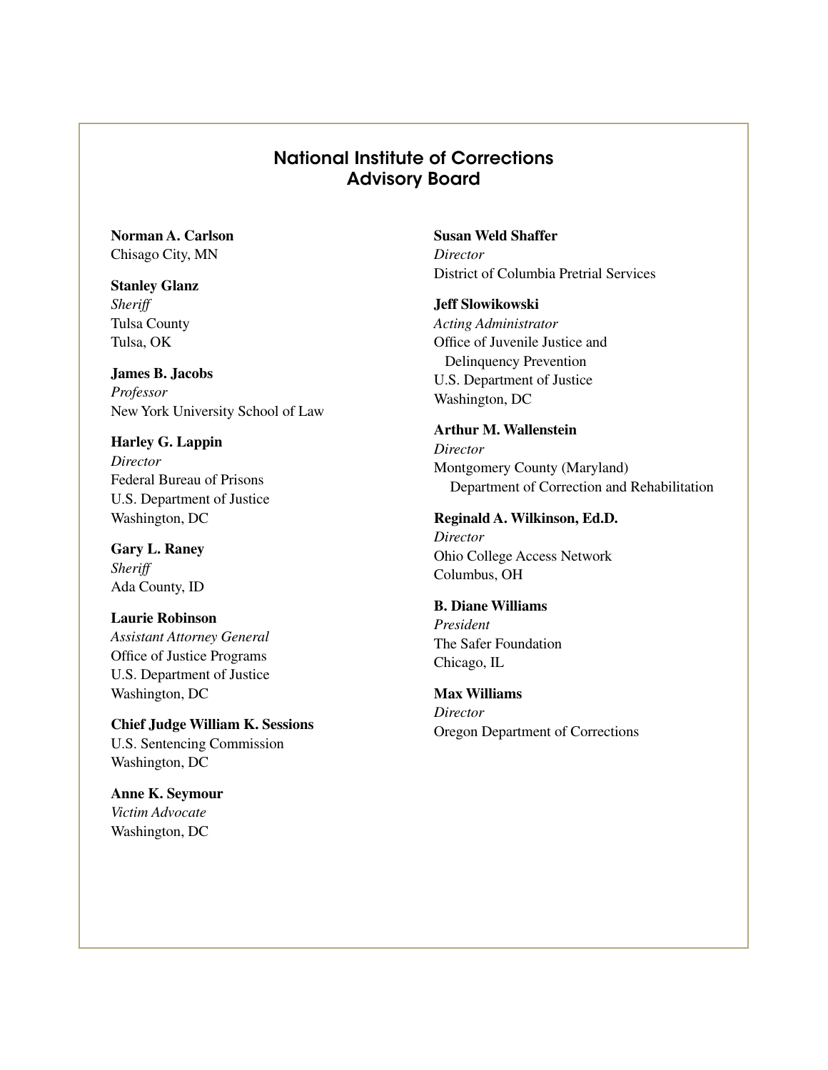# National Institute of Corrections Advisory Board

**Norman A. Carlson**
Chisago City, MN

**Stanley Glanz**
*Sheriff*
Tulsa County
Tulsa, OK

**James B. Jacobs**
*Professor*
New York University School of Law

**Harley G. Lappin**
*Director*
Federal Bureau of Prisons
U.S. Department of Justice
Washington, DC

**Gary L. Raney**
*Sheriff*
Ada County, ID

**Laurie Robinson**
*Assistant Attorney General*
Office of Justice Programs
U.S. Department of Justice
Washington, DC

**Chief Judge William K. Sessions**
U.S. Sentencing Commission
Washington, DC

**Anne K. Seymour**
*Victim Advocate*
Washington, DC

**Susan Weld Shaffer**
*Director*
District of Columbia Pretrial Services

**Jeff Slowikowski**
*Acting Administrator*
Office of Juvenile Justice and Delinquency Prevention
U.S. Department of Justice
Washington, DC

**Arthur M. Wallenstein**
*Director*
Montgomery County (Maryland) Department of Correction and Rehabilitation

**Reginald A. Wilkinson, Ed.D.**
*Director*
Ohio College Access Network
Columbus, OH

**B. Diane Williams**
*President*
The Safer Foundation
Chicago, IL

**Max Williams**
*Director*
Oregon Department of Corrections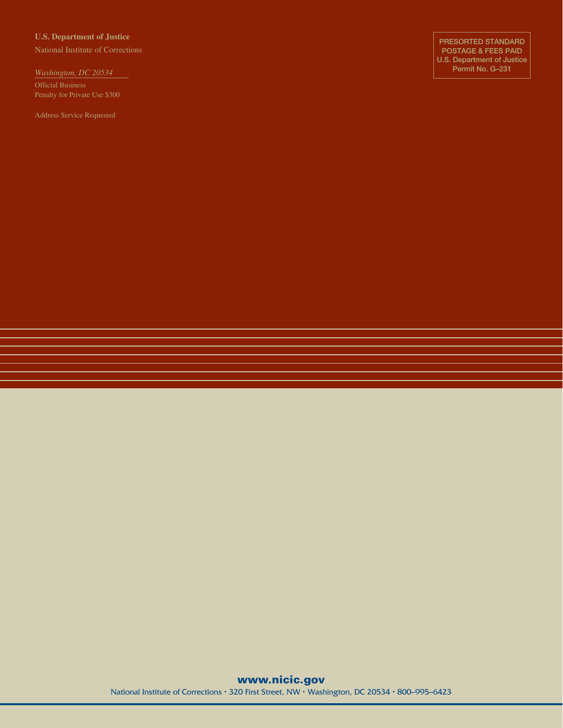**U.S. Department of Justice**

National Institute of Corrections

*Washington, DC 20534*

Official Business
Penalty for Private Use $300

Address Service Requested

PRESORTED STANDARD
POSTAGE & FEES PAID
U.S. Department of Justice
Permit No. G–231

**www.nicic.gov**

National Institute of Corrections • 320 First Street, NW • Washington, DC 20534 • 800–995–6423